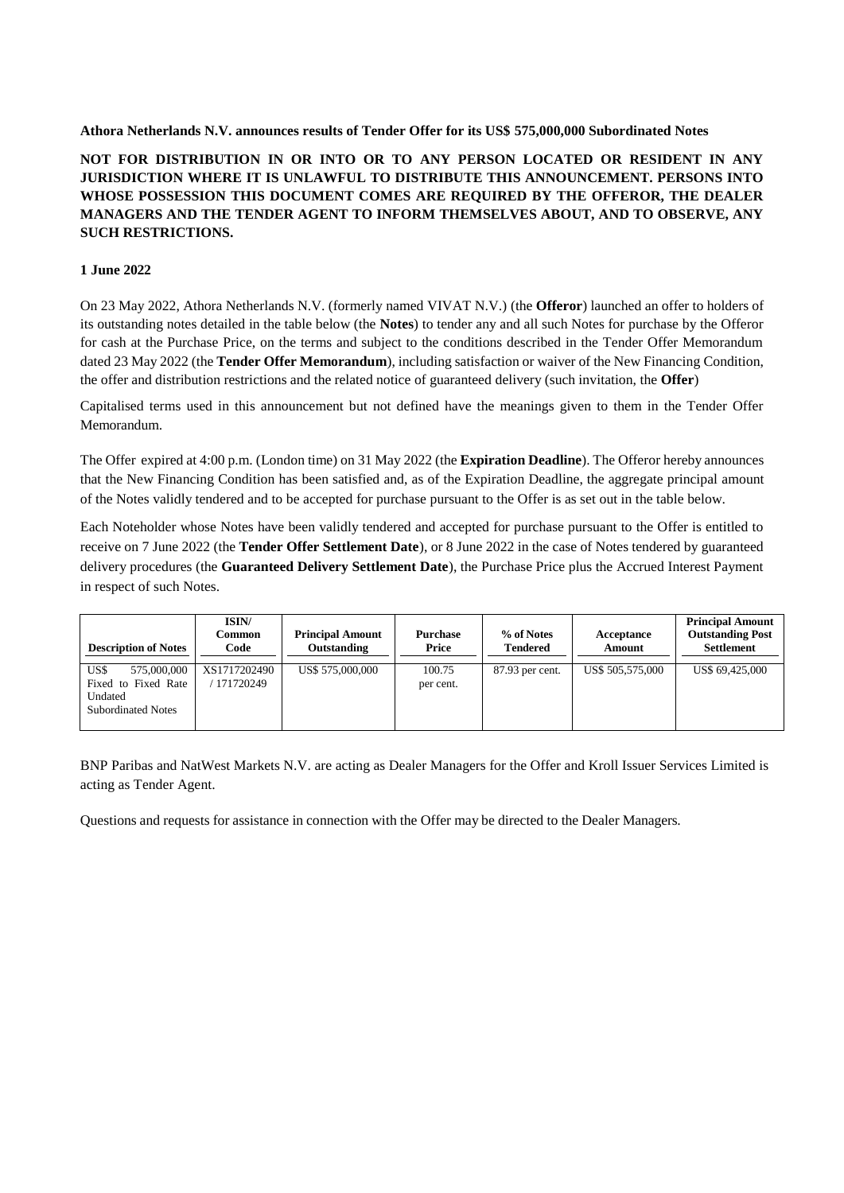**Athora Netherlands N.V. announces results of Tender Offer for its US$ 575,000,000 Subordinated Notes**

**NOT FOR DISTRIBUTION IN OR INTO OR TO ANY PERSON LOCATED OR RESIDENT IN ANY JURISDICTION WHERE IT IS UNLAWFUL TO DISTRIBUTE THIS ANNOUNCEMENT. PERSONS INTO WHOSE POSSESSION THIS DOCUMENT COMES ARE REQUIRED BY THE OFFEROR, THE DEALER MANAGERS AND THE TENDER AGENT TO INFORM THEMSELVES ABOUT, AND TO OBSERVE, ANY SUCH RESTRICTIONS.**

**1 June 2022**

On 23 May 2022, Athora Netherlands N.V. (formerly named VIVAT N.V.) (the **Offeror**) launched an offer to holders of its outstanding notes detailed in the table below (the **Notes**) to tender any and all such Notes for purchase by the Offeror for cash at the Purchase Price, on the terms and subject to the conditions described in the Tender Offer Memorandum dated 23 May 2022 (the **Tender Offer Memorandum**), including satisfaction or waiver of the New Financing Condition, the offer and distribution restrictions and the related notice of guaranteed delivery (such invitation, the **Offer**)

Capitalised terms used in this announcement but not defined have the meanings given to them in the Tender Offer Memorandum.

The Offer expired at 4:00 p.m. (London time) on 31 May 2022 (the **Expiration Deadline**). The Offeror hereby announces that the New Financing Condition has been satisfied and, as of the Expiration Deadline, the aggregate principal amount of the Notes validly tendered and to be accepted for purchase pursuant to the Offer is as set out in the table below.

Each Noteholder whose Notes have been validly tendered and accepted for purchase pursuant to the Offer is entitled to receive on 7 June 2022 (the **Tender Offer Settlement Date**), or 8 June 2022 in the case of Notes tendered by guaranteed delivery procedures (the **Guaranteed Delivery Settlement Date**), the Purchase Price plus the Accrued Interest Payment in respect of such Notes.

| Description of Notes | ISIN/ Common Code | Principal Amount Outstanding | Purchase Price | % of Notes Tendered | Acceptance Amount | Principal Amount Outstanding Post Settlement |
|---|---|---|---|---|---|---|
| US$ 575,000,000 Fixed to Fixed Rate Undated Subordinated Notes | XS1717202490 / 171720249 | US$ 575,000,000 | 100.75 per cent. | 87.93 per cent. | US$ 505,575,000 | US$ 69,425,000 |

BNP Paribas and NatWest Markets N.V. are acting as Dealer Managers for the Offer and Kroll Issuer Services Limited is acting as Tender Agent.

Questions and requests for assistance in connection with the Offer may be directed to the Dealer Managers.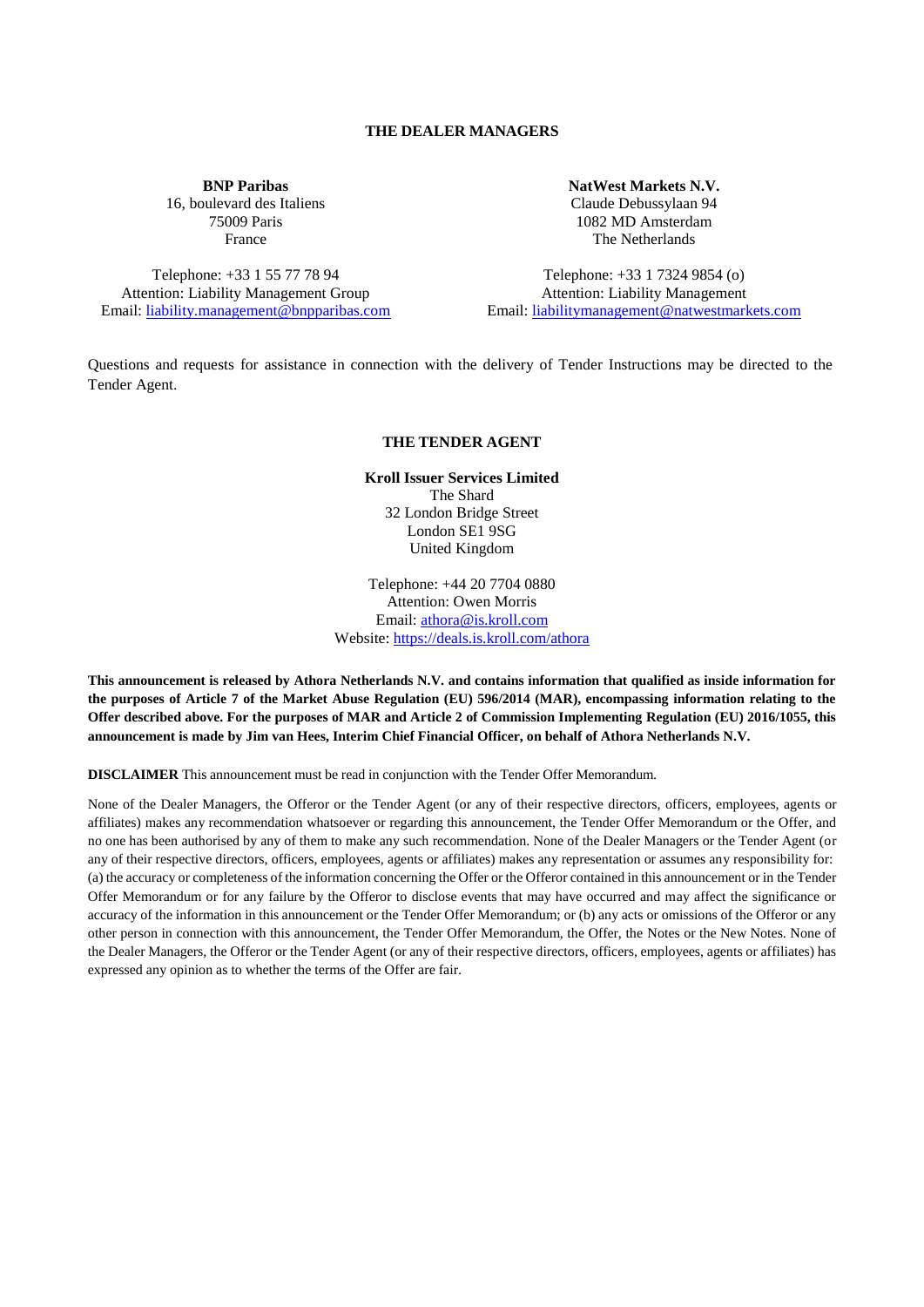**THE DEALER MANAGERS**

**BNP Paribas**
16, boulevard des Italiens
75009 Paris
France

Telephone: +33 1 55 77 78 94
Attention: Liability Management Group
Email: liability.management@bnpparibas.com

**NatWest Markets N.V.**
Claude Debussylaan 94
1082 MD Amsterdam
The Netherlands

Telephone: +33 1 7324 9854 (o)
Attention: Liability Management
Email: liabilitymanagement@natwestmarkets.com

Questions and requests for assistance in connection with the delivery of Tender Instructions may be directed to the Tender Agent.

**THE TENDER AGENT**

**Kroll Issuer Services Limited**
The Shard
32 London Bridge Street
London SE1 9SG
United Kingdom

Telephone: +44 20 7704 0880
Attention: Owen Morris
Email: athora@is.kroll.com
Website: https://deals.is.kroll.com/athora

**This announcement is released by Athora Netherlands N.V. and contains information that qualified as inside information for the purposes of Article 7 of the Market Abuse Regulation (EU) 596/2014 (MAR), encompassing information relating to the Offer described above. For the purposes of MAR and Article 2 of Commission Implementing Regulation (EU) 2016/1055, this announcement is made by Jim van Hees, Interim Chief Financial Officer, on behalf of Athora Netherlands N.V.**

**DISCLAIMER** This announcement must be read in conjunction with the Tender Offer Memorandum.

None of the Dealer Managers, the Offeror or the Tender Agent (or any of their respective directors, officers, employees, agents or affiliates) makes any recommendation whatsoever or regarding this announcement, the Tender Offer Memorandum or the Offer, and no one has been authorised by any of them to make any such recommendation. None of the Dealer Managers or the Tender Agent (or any of their respective directors, officers, employees, agents or affiliates) makes any representation or assumes any responsibility for: (a) the accuracy or completeness of the information concerning the Offer or the Offeror contained in this announcement or in the Tender Offer Memorandum or for any failure by the Offeror to disclose events that may have occurred and may affect the significance or accuracy of the information in this announcement or the Tender Offer Memorandum; or (b) any acts or omissions of the Offeror or any other person in connection with this announcement, the Tender Offer Memorandum, the Offer, the Notes or the New Notes. None of the Dealer Managers, the Offeror or the Tender Agent (or any of their respective directors, officers, employees, agents or affiliates) has expressed any opinion as to whether the terms of the Offer are fair.